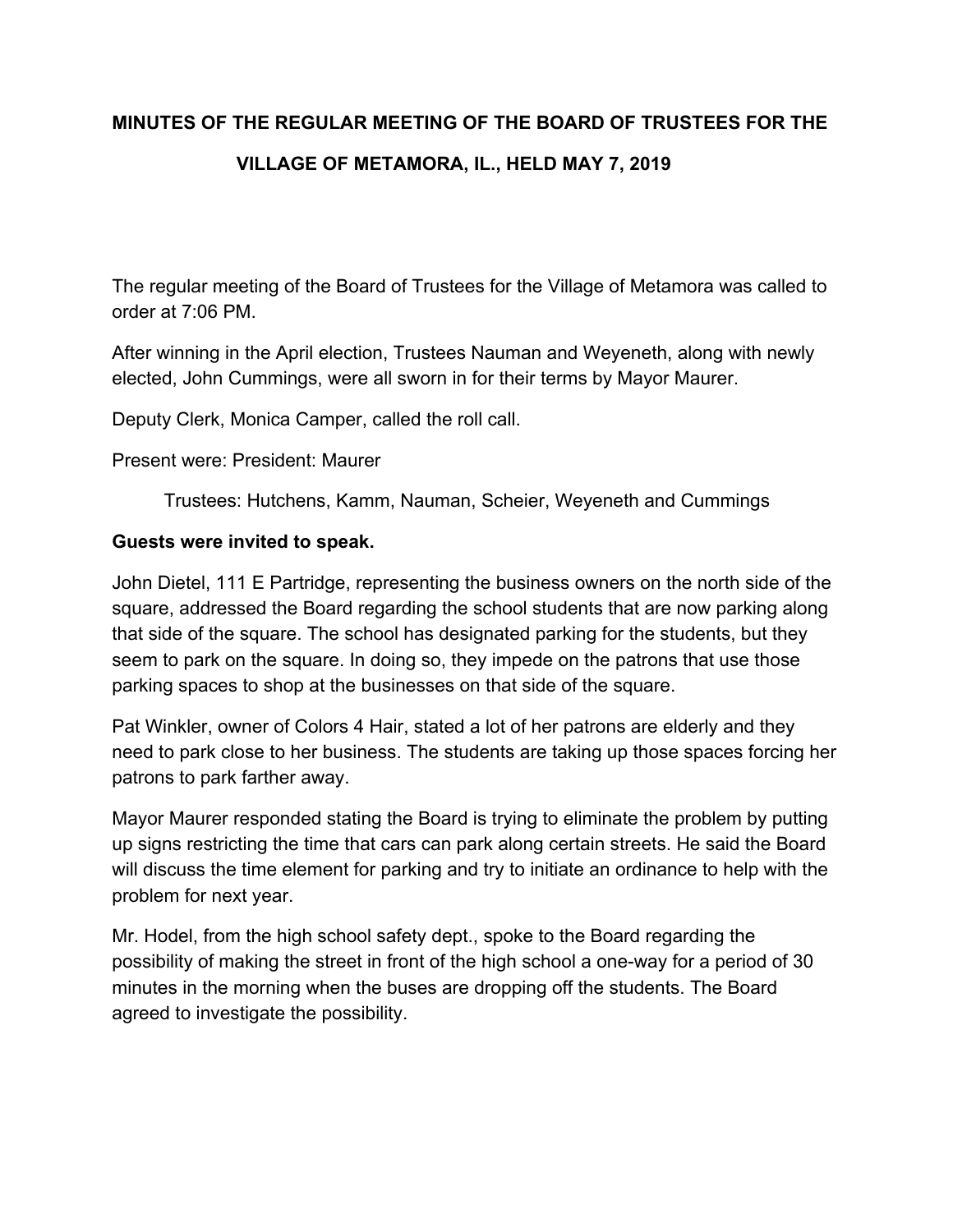# MINUTES OF THE REGULAR MEETING OF THE BOARD OF TRUSTEES FOR THE VILLAGE OF METAMORA, IL., HELD MAY 7, 2019

The regular meeting of the Board of Trustees for the Village of Metamora was called to order at 7:06 PM.

After winning in the April election, Trustees Nauman and Weyeneth, along with newly elected, John Cummings, were all sworn in for their terms by Mayor Maurer.

Deputy Clerk, Monica Camper, called the roll call.

Present were: President: Maurer

Trustees: Hutchens, Kamm, Nauman, Scheier, Weyeneth and Cummings

**Guests were invited to speak.**

John Dietel, 111 E Partridge, representing the business owners on the north side of the square, addressed the Board regarding the school students that are now parking along that side of the square. The school has designated parking for the students, but they seem to park on the square. In doing so, they impede on the patrons that use those parking spaces to shop at the businesses on that side of the square.

Pat Winkler, owner of Colors 4 Hair, stated a lot of her patrons are elderly and they need to park close to her business. The students are taking up those spaces forcing her patrons to park farther away.

Mayor Maurer responded stating the Board is trying to eliminate the problem by putting up signs restricting the time that cars can park along certain streets. He said the Board will discuss the time element for parking and try to initiate an ordinance to help with the problem for next year.

Mr. Hodel, from the high school safety dept., spoke to the Board regarding the possibility of making the street in front of the high school a one-way for a period of 30 minutes in the morning when the buses are dropping off the students. The Board agreed to investigate the possibility.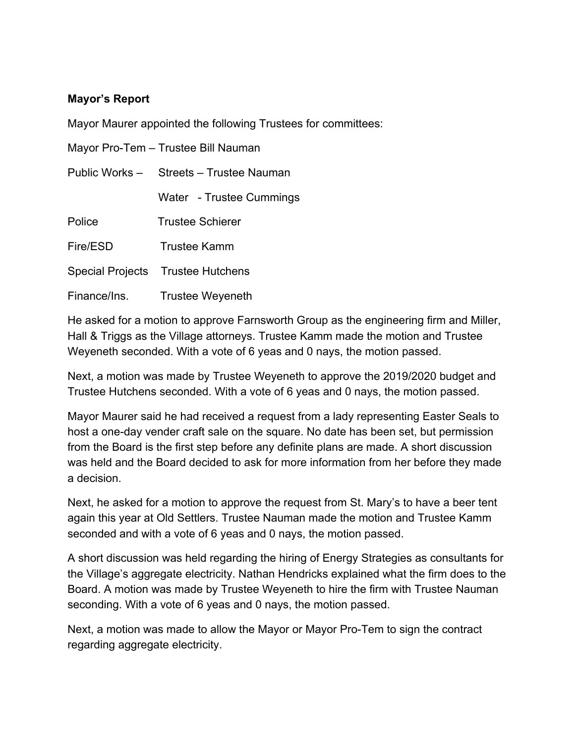**Mayor's Report**

Mayor Maurer appointed the following Trustees for committees:

Mayor Pro-Tem – Trustee Bill Nauman

Public Works – Streets – Trustee Nauman

Water - Trustee Cummings

Police Trustee Schierer

Fire/ESD Trustee Kamm

Special Projects Trustee Hutchens

Finance/Ins. Trustee Weyeneth

He asked for a motion to approve Farnsworth Group as the engineering firm and Miller, Hall & Triggs as the Village attorneys. Trustee Kamm made the motion and Trustee Weyeneth seconded. With a vote of 6 yeas and 0 nays, the motion passed.

Next, a motion was made by Trustee Weyeneth to approve the 2019/2020 budget and Trustee Hutchens seconded. With a vote of 6 yeas and 0 nays, the motion passed.

Mayor Maurer said he had received a request from a lady representing Easter Seals to host a one-day vender craft sale on the square. No date has been set, but permission from the Board is the first step before any definite plans are made. A short discussion was held and the Board decided to ask for more information from her before they made a decision.

Next, he asked for a motion to approve the request from St. Mary's to have a beer tent again this year at Old Settlers. Trustee Nauman made the motion and Trustee Kamm seconded and with a vote of 6 yeas and 0 nays, the motion passed.

A short discussion was held regarding the hiring of Energy Strategies as consultants for the Village's aggregate electricity. Nathan Hendricks explained what the firm does to the Board. A motion was made by Trustee Weyeneth to hire the firm with Trustee Nauman seconding. With a vote of 6 yeas and 0 nays, the motion passed.

Next, a motion was made to allow the Mayor or Mayor Pro-Tem to sign the contract regarding aggregate electricity.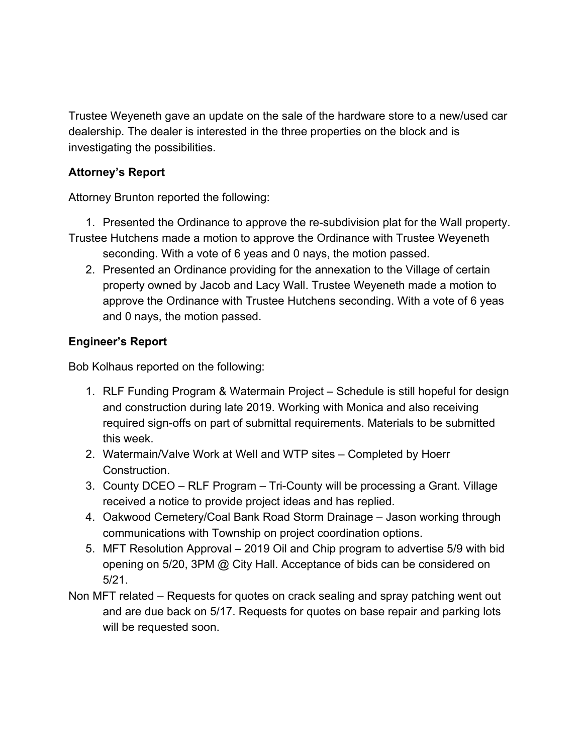Trustee Weyeneth gave an update on the sale of the hardware store to a new/used car dealership. The dealer is interested in the three properties on the block and is investigating the possibilities.

**Attorney's Report**

Attorney Brunton reported the following:

1. Presented the Ordinance to approve the re-subdivision plat for the Wall property. Trustee Hutchens made a motion to approve the Ordinance with Trustee Weyeneth seconding. With a vote of 6 yeas and 0 nays, the motion passed.
2. Presented an Ordinance providing for the annexation to the Village of certain property owned by Jacob and Lacy Wall. Trustee Weyeneth made a motion to approve the Ordinance with Trustee Hutchens seconding. With a vote of 6 yeas and 0 nays, the motion passed.

**Engineer's Report**

Bob Kolhaus reported on the following:

1. RLF Funding Program & Watermain Project – Schedule is still hopeful for design and construction during late 2019. Working with Monica and also receiving required sign-offs on part of submittal requirements. Materials to be submitted this week.
2. Watermain/Valve Work at Well and WTP sites – Completed by Hoerr Construction.
3. County DCEO – RLF Program – Tri-County will be processing a Grant. Village received a notice to provide project ideas and has replied.
4. Oakwood Cemetery/Coal Bank Road Storm Drainage – Jason working through communications with Township on project coordination options.
5. MFT Resolution Approval – 2019 Oil and Chip program to advertise 5/9 with bid opening on 5/20, 3PM @ City Hall. Acceptance of bids can be considered on 5/21.

Non MFT related – Requests for quotes on crack sealing and spray patching went out and are due back on 5/17. Requests for quotes on base repair and parking lots will be requested soon.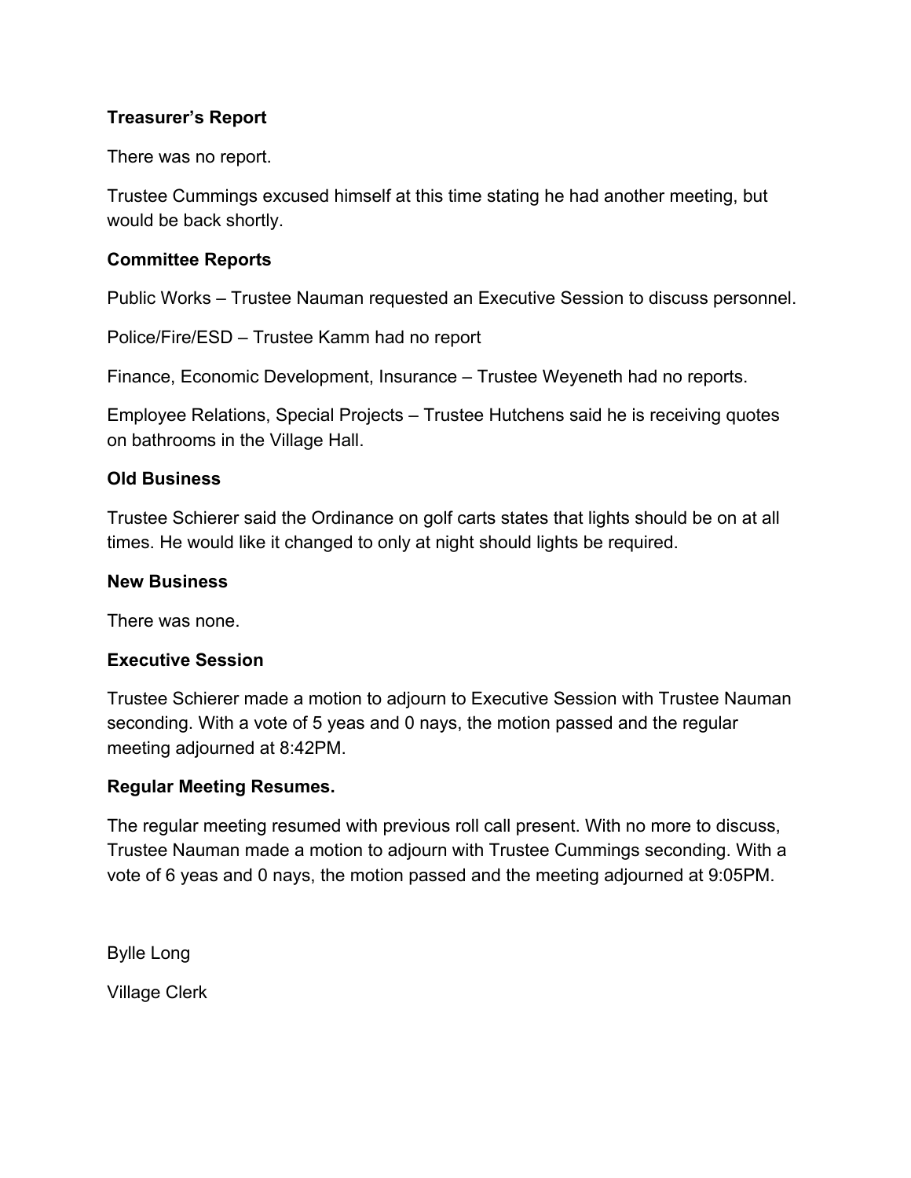**Treasurer's Report**

There was no report.

Trustee Cummings excused himself at this time stating he had another meeting, but would be back shortly.

**Committee Reports**

Public Works – Trustee Nauman requested an Executive Session to discuss personnel.

Police/Fire/ESD – Trustee Kamm had no report

Finance, Economic Development, Insurance – Trustee Weyeneth had no reports.

Employee Relations, Special Projects – Trustee Hutchens said he is receiving quotes on bathrooms in the Village Hall.

**Old Business**

Trustee Schierer said the Ordinance on golf carts states that lights should be on at all times. He would like it changed to only at night should lights be required.

**New Business**

There was none.

**Executive Session**

Trustee Schierer made a motion to adjourn to Executive Session with Trustee Nauman seconding. With a vote of 5 yeas and 0 nays, the motion passed and the regular meeting adjourned at 8:42PM.

**Regular Meeting Resumes.**

The regular meeting resumed with previous roll call present. With no more to discuss, Trustee Nauman made a motion to adjourn with Trustee Cummings seconding. With a vote of 6 yeas and 0 nays, the motion passed and the meeting adjourned at 9:05PM.

Bylle Long

Village Clerk